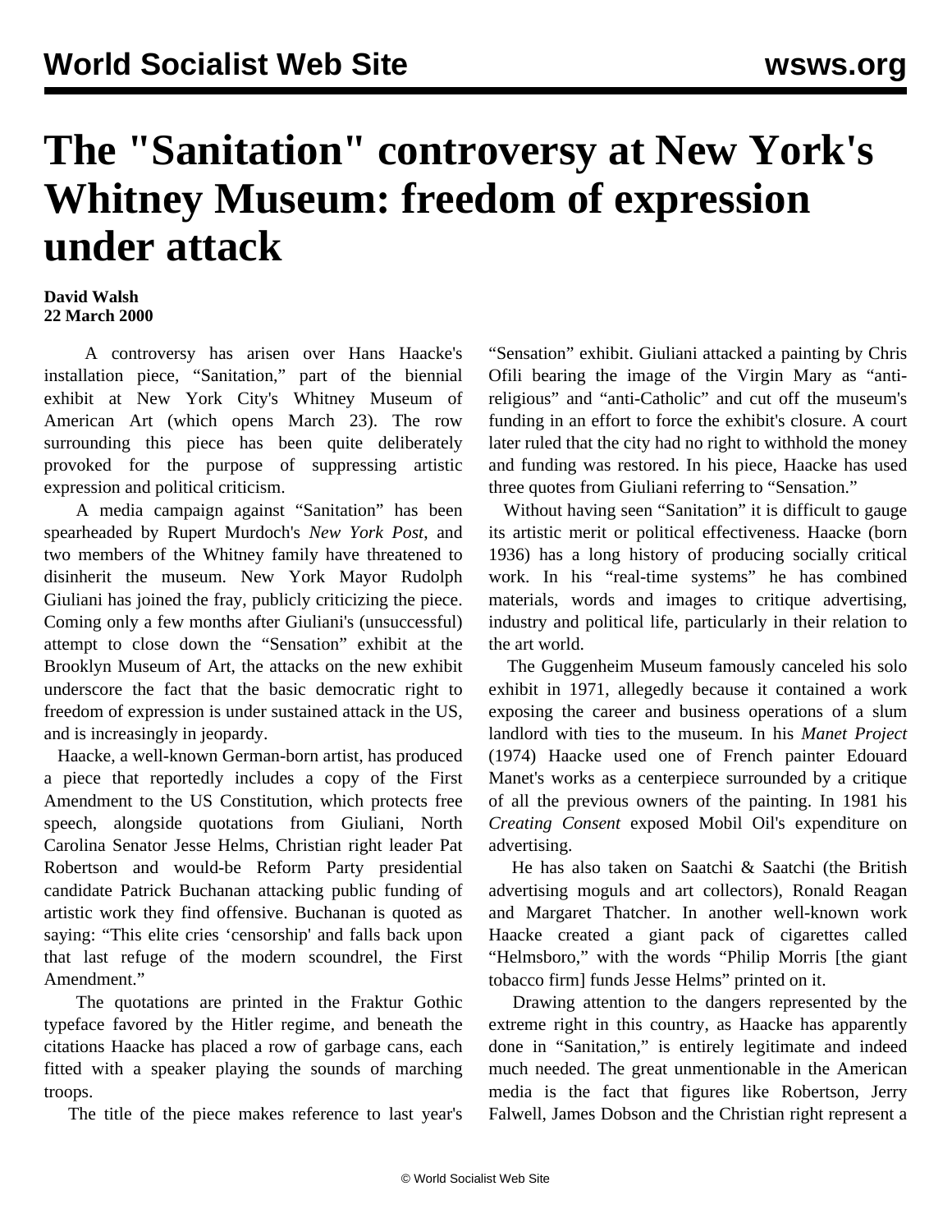# The "Sanitation" controversy at New York's Whitney Museum: freedom of expression under attack

**David Walsh**
**22 March 2000**

A controversy has arisen over Hans Haacke's installation piece, "Sanitation," part of the biennial exhibit at New York City's Whitney Museum of American Art (which opens March 23). The row surrounding this piece has been quite deliberately provoked for the purpose of suppressing artistic expression and political criticism.

A media campaign against "Sanitation" has been spearheaded by Rupert Murdoch's *New York Post*, and two members of the Whitney family have threatened to disinherit the museum. New York Mayor Rudolph Giuliani has joined the fray, publicly criticizing the piece. Coming only a few months after Giuliani's (unsuccessful) attempt to close down the "Sensation" exhibit at the Brooklyn Museum of Art, the attacks on the new exhibit underscore the fact that the basic democratic right to freedom of expression is under sustained attack in the US, and is increasingly in jeopardy.

Haacke, a well-known German-born artist, has produced a piece that reportedly includes a copy of the First Amendment to the US Constitution, which protects free speech, alongside quotations from Giuliani, North Carolina Senator Jesse Helms, Christian right leader Pat Robertson and would-be Reform Party presidential candidate Patrick Buchanan attacking public funding of artistic work they find offensive. Buchanan is quoted as saying: "This elite cries 'censorship' and falls back upon that last refuge of the modern scoundrel, the First Amendment."

The quotations are printed in the Fraktur Gothic typeface favored by the Hitler regime, and beneath the citations Haacke has placed a row of garbage cans, each fitted with a speaker playing the sounds of marching troops.

The title of the piece makes reference to last year's "Sensation" exhibit. Giuliani attacked a painting by Chris Ofili bearing the image of the Virgin Mary as "anti-religious" and "anti-Catholic" and cut off the museum's funding in an effort to force the exhibit's closure. A court later ruled that the city had no right to withhold the money and funding was restored. In his piece, Haacke has used three quotes from Giuliani referring to "Sensation."

Without having seen "Sanitation" it is difficult to gauge its artistic merit or political effectiveness. Haacke (born 1936) has a long history of producing socially critical work. In his "real-time systems" he has combined materials, words and images to critique advertising, industry and political life, particularly in their relation to the art world.

The Guggenheim Museum famously canceled his solo exhibit in 1971, allegedly because it contained a work exposing the career and business operations of a slum landlord with ties to the museum. In his *Manet Project* (1974) Haacke used one of French painter Edouard Manet's works as a centerpiece surrounded by a critique of all the previous owners of the painting. In 1981 his *Creating Consent* exposed Mobil Oil's expenditure on advertising.

He has also taken on Saatchi & Saatchi (the British advertising moguls and art collectors), Ronald Reagan and Margaret Thatcher. In another well-known work Haacke created a giant pack of cigarettes called "Helmsboro," with the words "Philip Morris [the giant tobacco firm] funds Jesse Helms" printed on it.

Drawing attention to the dangers represented by the extreme right in this country, as Haacke has apparently done in "Sanitation," is entirely legitimate and indeed much needed. The great unmentionable in the American media is the fact that figures like Robertson, Jerry Falwell, James Dobson and the Christian right represent a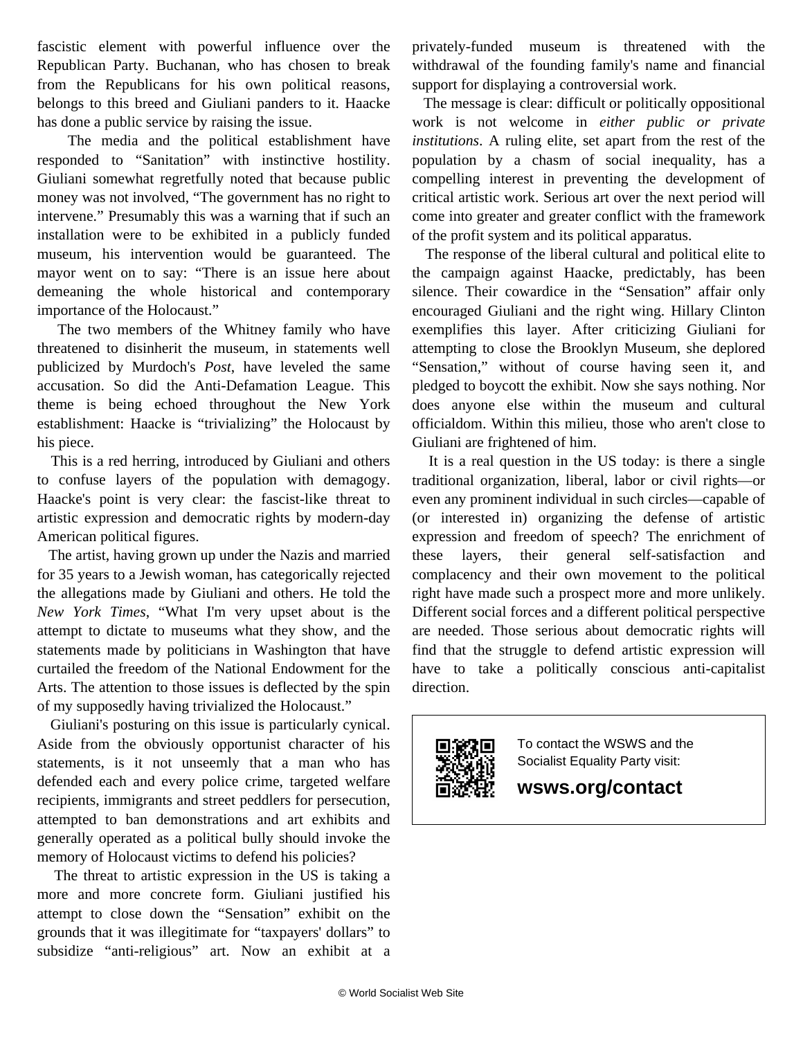fascistic element with powerful influence over the Republican Party. Buchanan, who has chosen to break from the Republicans for his own political reasons, belongs to this breed and Giuliani panders to it. Haacke has done a public service by raising the issue.

The media and the political establishment have responded to "Sanitation" with instinctive hostility. Giuliani somewhat regretfully noted that because public money was not involved, "The government has no right to intervene." Presumably this was a warning that if such an installation were to be exhibited in a publicly funded museum, his intervention would be guaranteed. The mayor went on to say: "There is an issue here about demeaning the whole historical and contemporary importance of the Holocaust."

The two members of the Whitney family who have threatened to disinherit the museum, in statements well publicized by Murdoch's *Post*, have leveled the same accusation. So did the Anti-Defamation League. This theme is being echoed throughout the New York establishment: Haacke is "trivializing" the Holocaust by his piece.

This is a red herring, introduced by Giuliani and others to confuse layers of the population with demagogy. Haacke's point is very clear: the fascist-like threat to artistic expression and democratic rights by modern-day American political figures.

The artist, having grown up under the Nazis and married for 35 years to a Jewish woman, has categorically rejected the allegations made by Giuliani and others. He told the *New York Times*, "What I'm very upset about is the attempt to dictate to museums what they show, and the statements made by politicians in Washington that have curtailed the freedom of the National Endowment for the Arts. The attention to those issues is deflected by the spin of my supposedly having trivialized the Holocaust."

Giuliani's posturing on this issue is particularly cynical. Aside from the obviously opportunist character of his statements, is it not unseemly that a man who has defended each and every police crime, targeted welfare recipients, immigrants and street peddlers for persecution, attempted to ban demonstrations and art exhibits and generally operated as a political bully should invoke the memory of Holocaust victims to defend his policies?

The threat to artistic expression in the US is taking a more and more concrete form. Giuliani justified his attempt to close down the "Sensation" exhibit on the grounds that it was illegitimate for "taxpayers' dollars" to subsidize "anti-religious" art. Now an exhibit at a privately-funded museum is threatened with the withdrawal of the founding family's name and financial support for displaying a controversial work.

The message is clear: difficult or politically oppositional work is not welcome in *either public or private institutions*. A ruling elite, set apart from the rest of the population by a chasm of social inequality, has a compelling interest in preventing the development of critical artistic work. Serious art over the next period will come into greater and greater conflict with the framework of the profit system and its political apparatus.

The response of the liberal cultural and political elite to the campaign against Haacke, predictably, has been silence. Their cowardice in the "Sensation" affair only encouraged Giuliani and the right wing. Hillary Clinton exemplifies this layer. After criticizing Giuliani for attempting to close the Brooklyn Museum, she deplored "Sensation," without of course having seen it, and pledged to boycott the exhibit. Now she says nothing. Nor does anyone else within the museum and cultural officialdom. Within this milieu, those who aren't close to Giuliani are frightened of him.

It is a real question in the US today: is there a single traditional organization, liberal, labor or civil rights—or even any prominent individual in such circles—capable of (or interested in) organizing the defense of artistic expression and freedom of speech? The enrichment of these layers, their general self-satisfaction and complacency and their own movement to the political right have made such a prospect more and more unlikely. Different social forces and a different political perspective are needed. Those serious about democratic rights will find that the struggle to defend artistic expression will have to take a politically conscious anti-capitalist direction.

To contact the WSWS and the Socialist Equality Party visit:

**wsws.org/contact**